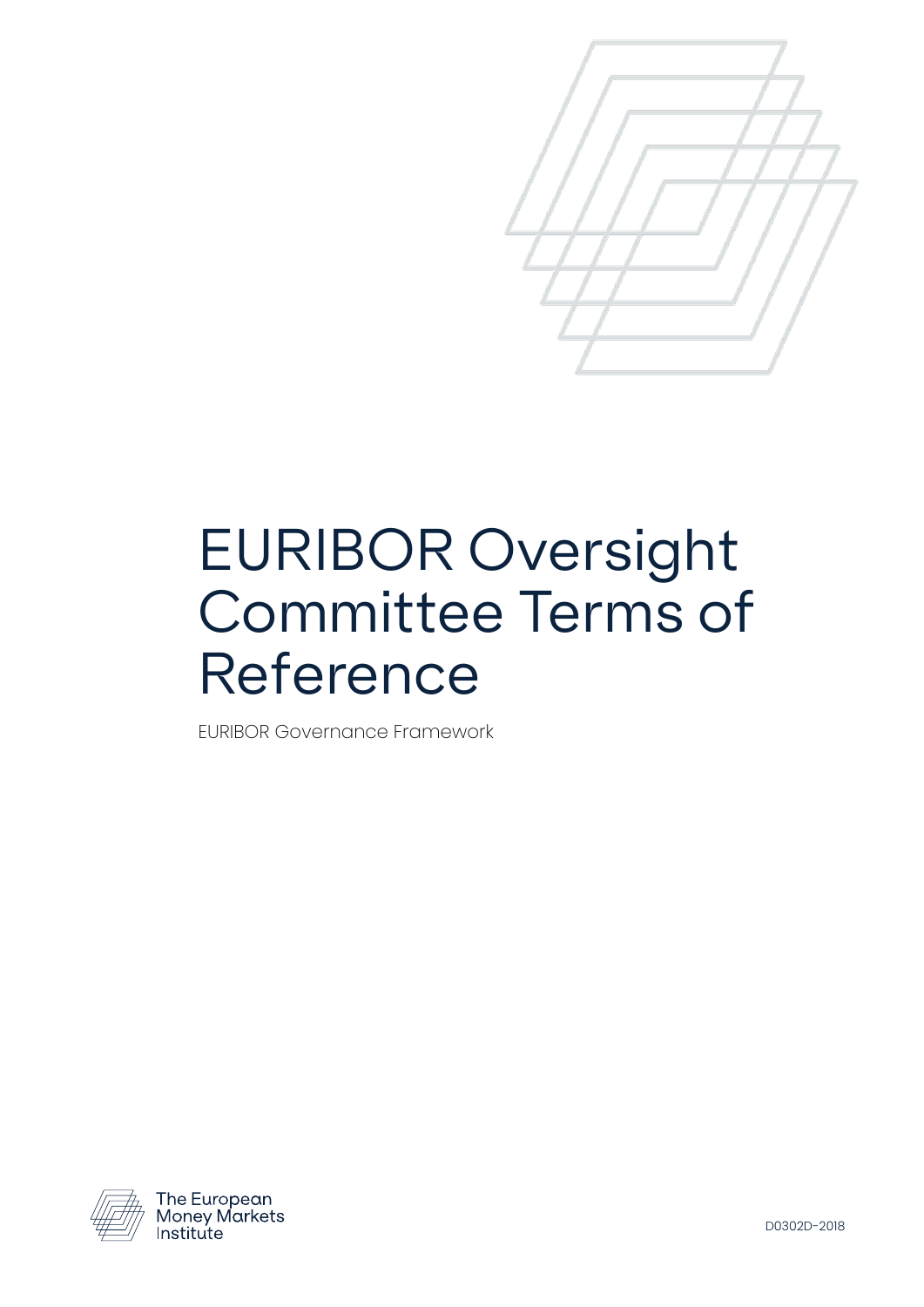# EURIBOR Oversight Committee Terms of Reference

EURIBOR Governance Framework

The European Money Markets Institute

D0302D-2018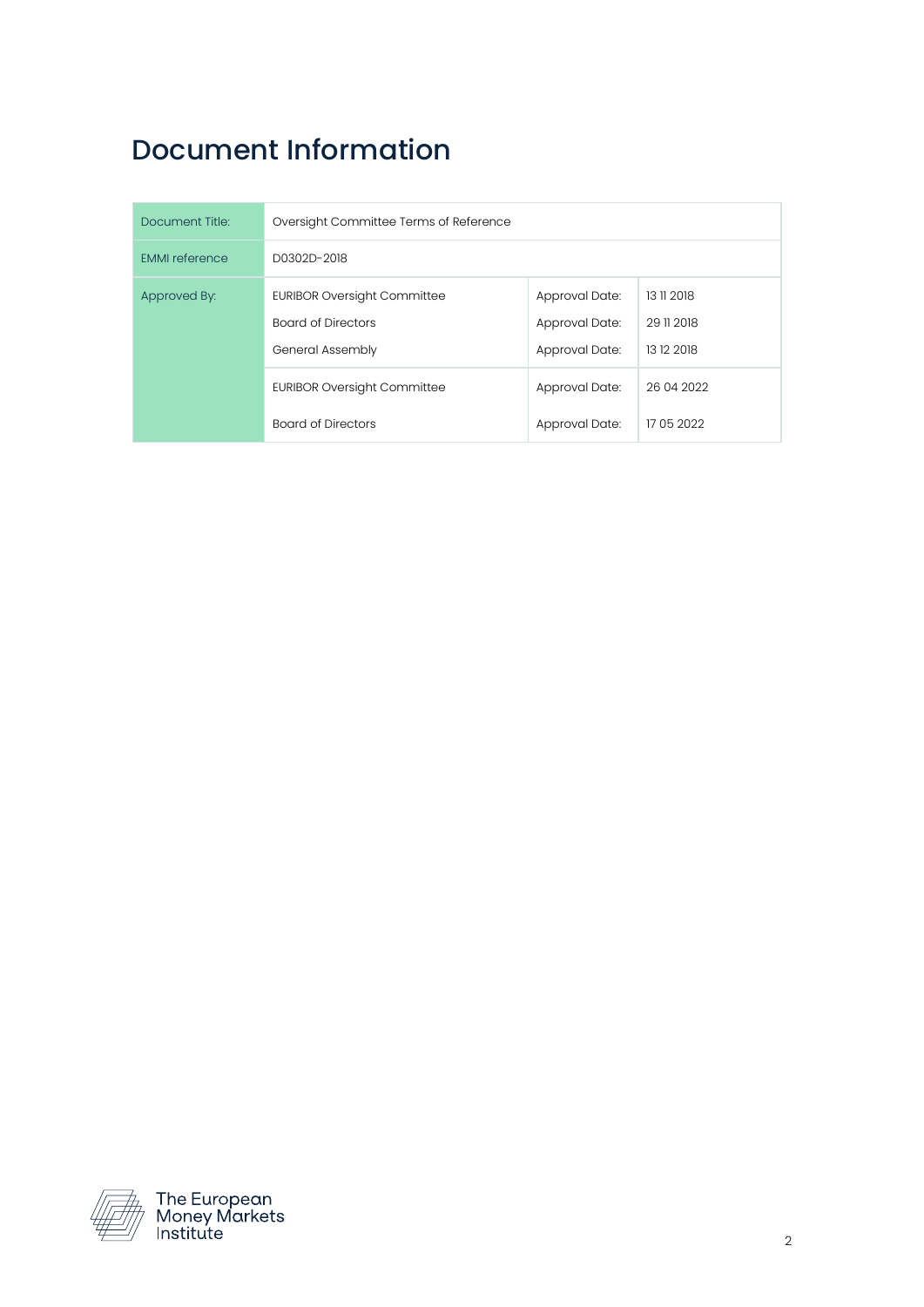# Document Information

| | | | |
|---|---|---|---|
| Document Title: | Oversight Committee Terms of Reference | | |
| EMMI reference | D0302D-2018 | | |
| Approved By: | EURIBOR Oversight Committee | Approval Date: | 13 11 2018 |
| | Board of Directors | Approval Date: | 29 11 2018 |
| | General Assembly | Approval Date: | 13 12 2018 |
| | EURIBOR Oversight Committee | Approval Date: | 26 04 2022 |
| | Board of Directors | Approval Date: | 17 05 2022 |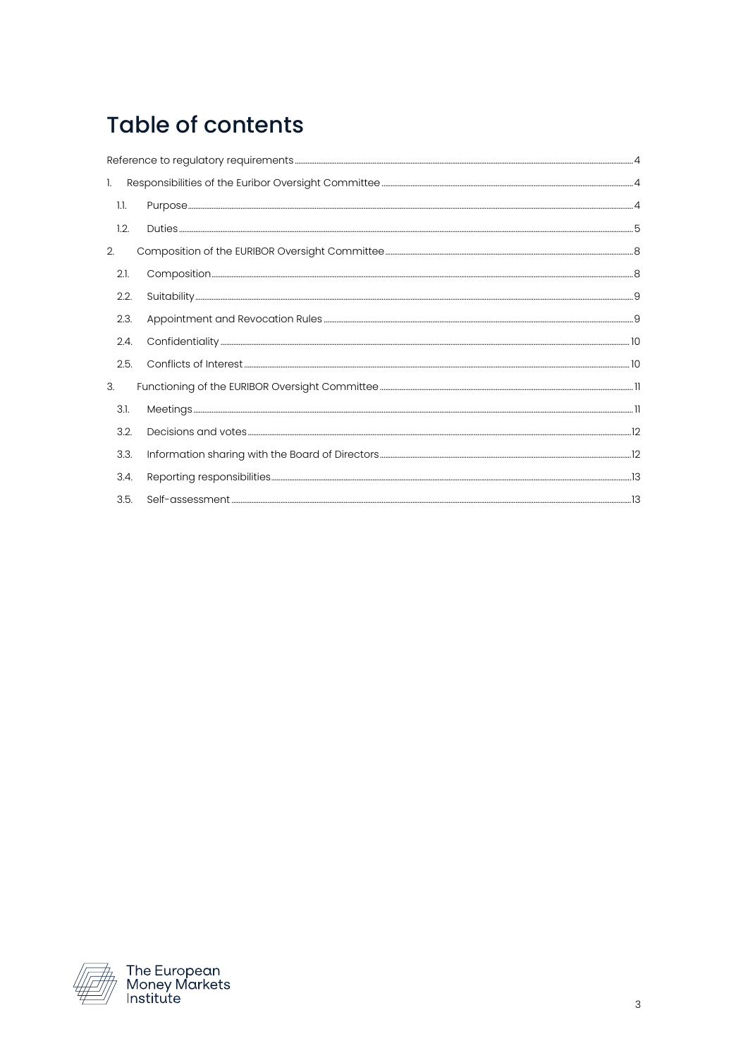# Table of contents

Reference to regulatory requirements ... 4

1. Responsibilities of the Euribor Oversight Committee ... 4
   - 1.1. Purpose ... 4
   - 1.2. Duties ... 5
2. Composition of the EURIBOR Oversight Committee ... 8
   - 2.1. Composition ... 8
   - 2.2. Suitability ... 9
   - 2.3. Appointment and Revocation Rules ... 9
   - 2.4. Confidentiality ... 10
   - 2.5. Conflicts of Interest ... 10
3. Functioning of the EURIBOR Oversight Committee ... 11
   - 3.1. Meetings ... 11
   - 3.2. Decisions and votes ... 12
   - 3.3. Information sharing with the Board of Directors ... 12
   - 3.4. Reporting responsibilities ... 13
   - 3.5. Self-assessment ... 13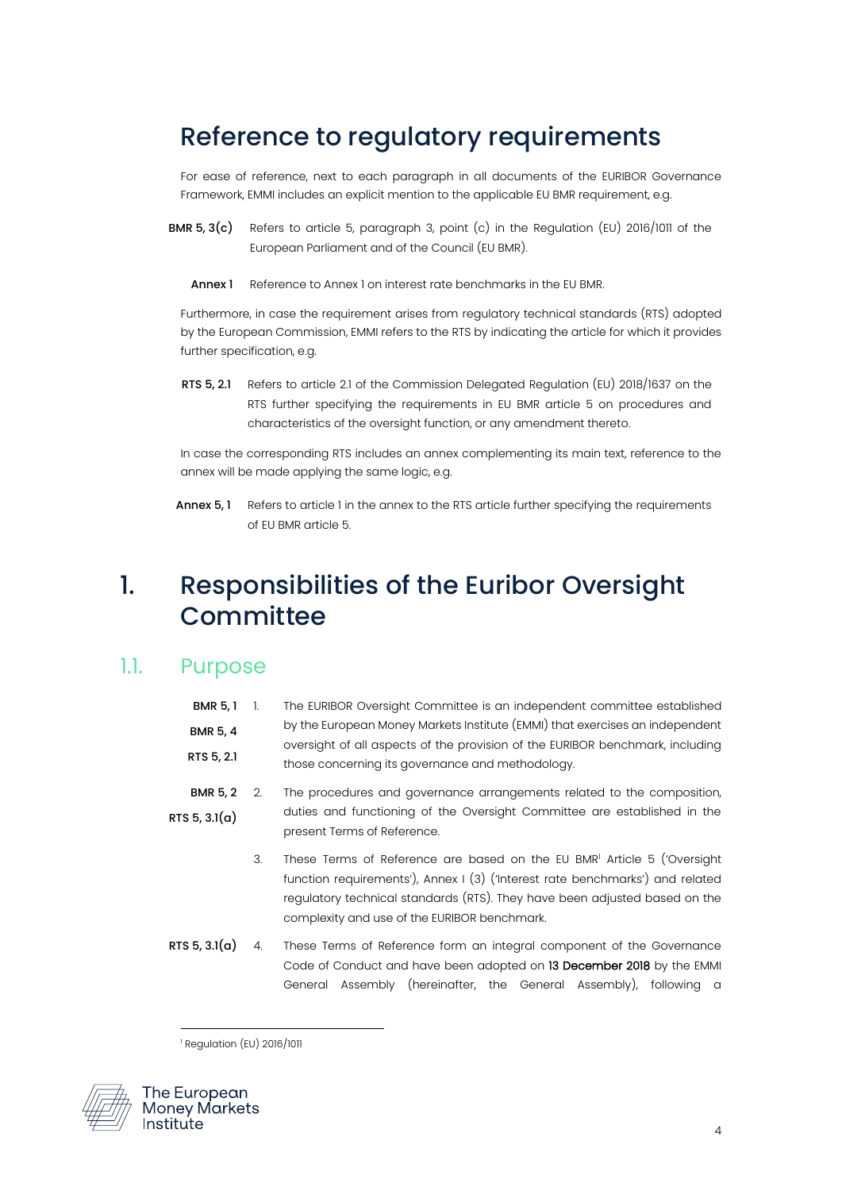# Reference to regulatory requirements

For ease of reference, next to each paragraph in all documents of the EURIBOR Governance Framework, EMMI includes an explicit mention to the applicable EU BMR requirement, e.g.

**BMR 5, 3(c)** Refers to article 5, paragraph 3, point (c) in the Regulation (EU) 2016/1011 of the European Parliament and of the Council (EU BMR).

**Annex 1** Reference to Annex 1 on interest rate benchmarks in the EU BMR.

Furthermore, in case the requirement arises from regulatory technical standards (RTS) adopted by the European Commission, EMMI refers to the RTS by indicating the article for which it provides further specification, e.g.

**RTS 5, 2.1** Refers to article 2.1 of the Commission Delegated Regulation (EU) 2018/1637 on the RTS further specifying the requirements in EU BMR article 5 on procedures and characteristics of the oversight function, or any amendment thereto.

In case the corresponding RTS includes an annex complementing its main text, reference to the annex will be made applying the same logic, e.g.

**Annex 5, 1** Refers to article 1 in the annex to the RTS article further specifying the requirements of EU BMR article 5.

# 1. Responsibilities of the Euribor Oversight Committee

## 1.1. Purpose

**BMR 5, 1**
**BMR 5, 4**
**RTS 5, 2.1**

1. The EURIBOR Oversight Committee is an independent committee established by the European Money Markets Institute (EMMI) that exercises an independent oversight of all aspects of the provision of the EURIBOR benchmark, including those concerning its governance and methodology.

**BMR 5, 2**
**RTS 5, 3.1(a)**

2. The procedures and governance arrangements related to the composition, duties and functioning of the Oversight Committee are established in the present Terms of Reference.

3. These Terms of Reference are based on the EU BMR[1] Article 5 ('Oversight function requirements'), Annex I (3) ('Interest rate benchmarks') and related regulatory technical standards (RTS). They have been adjusted based on the complexity and use of the EURIBOR benchmark.

**RTS 5, 3.1(a)**

4. These Terms of Reference form an integral component of the Governance Code of Conduct and have been adopted on **13 December 2018** by the EMMI General Assembly (hereinafter, the General Assembly), following a

[1] Regulation (EU) 2016/1011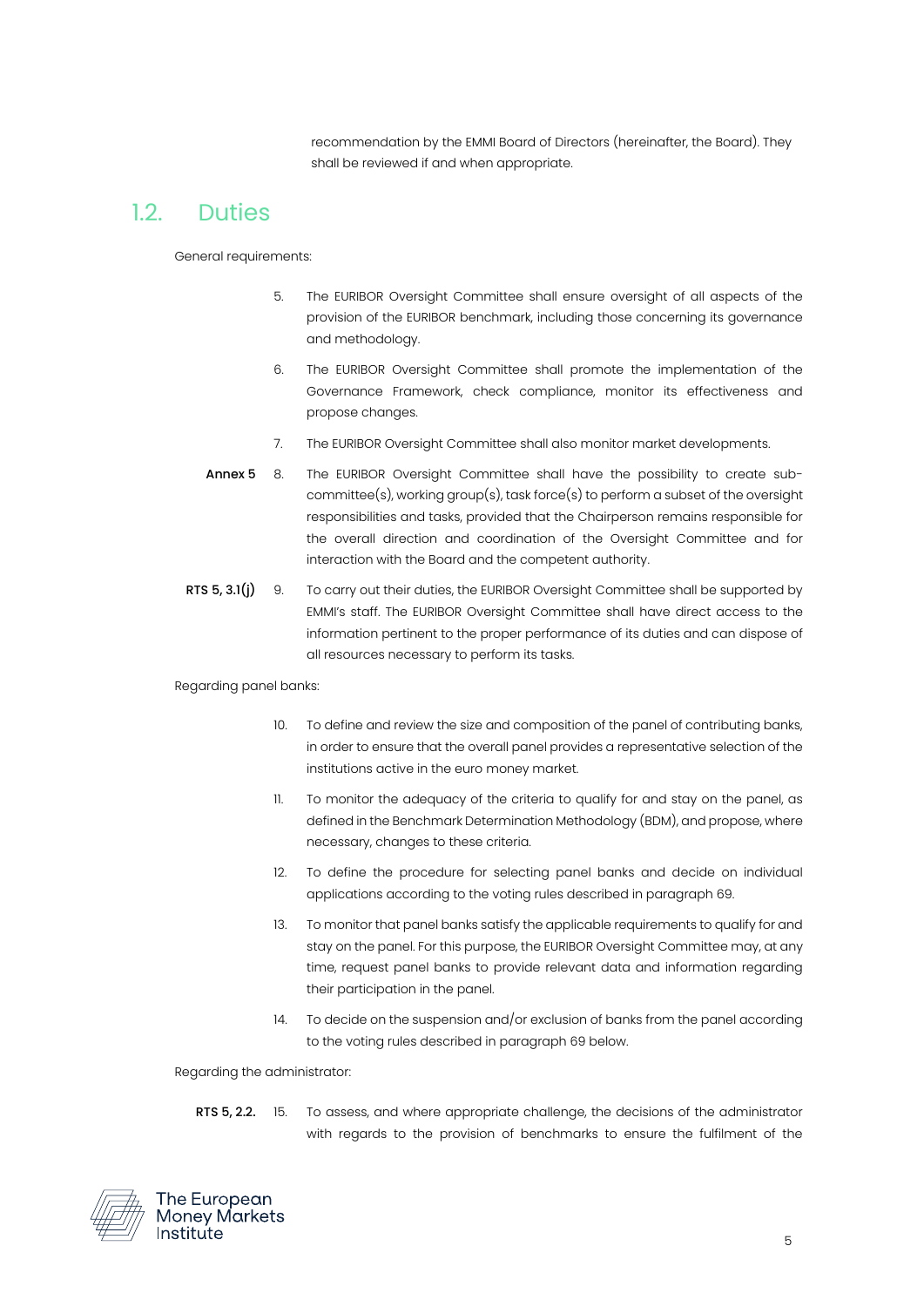recommendation by the EMMI Board of Directors (hereinafter, the Board). They shall be reviewed if and when appropriate.

## 1.2. Duties

General requirements:

5. The EURIBOR Oversight Committee shall ensure oversight of all aspects of the provision of the EURIBOR benchmark, including those concerning its governance and methodology.

6. The EURIBOR Oversight Committee shall promote the implementation of the Governance Framework, check compliance, monitor its effectiveness and propose changes.

7. The EURIBOR Oversight Committee shall also monitor market developments.

**Annex 5** 8. The EURIBOR Oversight Committee shall have the possibility to create sub-committee(s), working group(s), task force(s) to perform a subset of the oversight responsibilities and tasks, provided that the Chairperson remains responsible for the overall direction and coordination of the Oversight Committee and for interaction with the Board and the competent authority.

**RTS 5, 3.1(j)** 9. To carry out their duties, the EURIBOR Oversight Committee shall be supported by EMMI's staff. The EURIBOR Oversight Committee shall have direct access to the information pertinent to the proper performance of its duties and can dispose of all resources necessary to perform its tasks.

Regarding panel banks:

10. To define and review the size and composition of the panel of contributing banks, in order to ensure that the overall panel provides a representative selection of the institutions active in the euro money market.

11. To monitor the adequacy of the criteria to qualify for and stay on the panel, as defined in the Benchmark Determination Methodology (BDM), and propose, where necessary, changes to these criteria.

12. To define the procedure for selecting panel banks and decide on individual applications according to the voting rules described in paragraph 69.

13. To monitor that panel banks satisfy the applicable requirements to qualify for and stay on the panel. For this purpose, the EURIBOR Oversight Committee may, at any time, request panel banks to provide relevant data and information regarding their participation in the panel.

14. To decide on the suspension and/or exclusion of banks from the panel according to the voting rules described in paragraph 69 below.

Regarding the administrator:

**RTS 5, 2.2.** 15. To assess, and where appropriate challenge, the decisions of the administrator with regards to the provision of benchmarks to ensure the fulfilment of the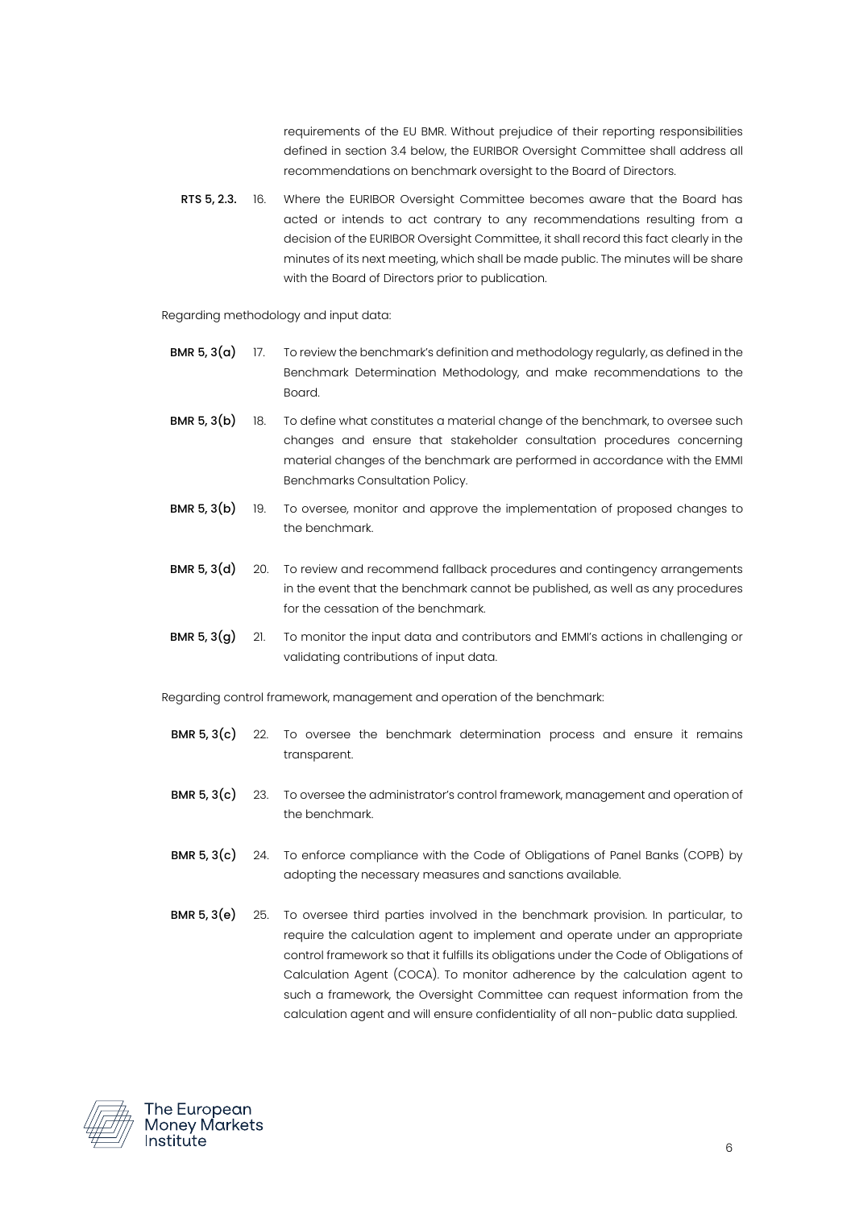requirements of the EU BMR. Without prejudice of their reporting responsibilities defined in section 3.4 below, the EURIBOR Oversight Committee shall address all recommendations on benchmark oversight to the Board of Directors.

**RTS 5, 2.3.** 16. Where the EURIBOR Oversight Committee becomes aware that the Board has acted or intends to act contrary to any recommendations resulting from a decision of the EURIBOR Oversight Committee, it shall record this fact clearly in the minutes of its next meeting, which shall be made public. The minutes will be share with the Board of Directors prior to publication.

Regarding methodology and input data:

**BMR 5, 3(a)** 17. To review the benchmark's definition and methodology regularly, as defined in the Benchmark Determination Methodology, and make recommendations to the Board.

**BMR 5, 3(b)** 18. To define what constitutes a material change of the benchmark, to oversee such changes and ensure that stakeholder consultation procedures concerning material changes of the benchmark are performed in accordance with the EMMI Benchmarks Consultation Policy.

**BMR 5, 3(b)** 19. To oversee, monitor and approve the implementation of proposed changes to the benchmark.

**BMR 5, 3(d)** 20. To review and recommend fallback procedures and contingency arrangements in the event that the benchmark cannot be published, as well as any procedures for the cessation of the benchmark.

**BMR 5, 3(g)** 21. To monitor the input data and contributors and EMMI's actions in challenging or validating contributions of input data.

Regarding control framework, management and operation of the benchmark:

**BMR 5, 3(c)** 22. To oversee the benchmark determination process and ensure it remains transparent.

**BMR 5, 3(c)** 23. To oversee the administrator's control framework, management and operation of the benchmark.

**BMR 5, 3(c)** 24. To enforce compliance with the Code of Obligations of Panel Banks (COPB) by adopting the necessary measures and sanctions available.

**BMR 5, 3(e)** 25. To oversee third parties involved in the benchmark provision. In particular, to require the calculation agent to implement and operate under an appropriate control framework so that it fulfills its obligations under the Code of Obligations of Calculation Agent (COCA). To monitor adherence by the calculation agent to such a framework, the Oversight Committee can request information from the calculation agent and will ensure confidentiality of all non-public data supplied.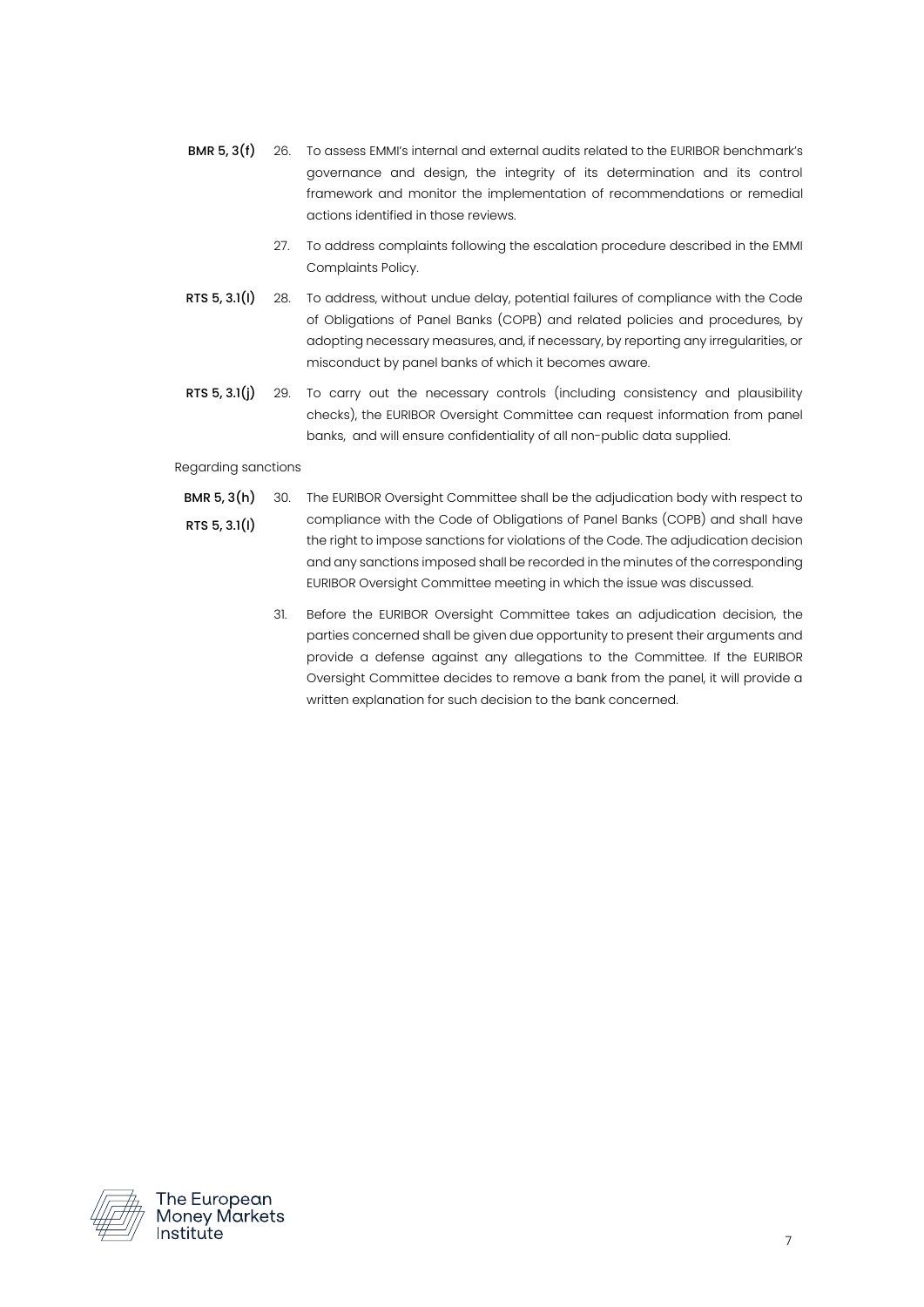BMR 5, 3(f) 26. To assess EMMI's internal and external audits related to the EURIBOR benchmark's governance and design, the integrity of its determination and its control framework and monitor the implementation of recommendations or remedial actions identified in those reviews.

27. To address complaints following the escalation procedure described in the EMMI Complaints Policy.

RTS 5, 3.1(l) 28. To address, without undue delay, potential failures of compliance with the Code of Obligations of Panel Banks (COPB) and related policies and procedures, by adopting necessary measures, and, if necessary, by reporting any irregularities, or misconduct by panel banks of which it becomes aware.

RTS 5, 3.1(j) 29. To carry out the necessary controls (including consistency and plausibility checks), the EURIBOR Oversight Committee can request information from panel banks, and will ensure confidentiality of all non-public data supplied.

Regarding sanctions

BMR 5, 3(h)
RTS 5, 3.1(l) 30. The EURIBOR Oversight Committee shall be the adjudication body with respect to compliance with the Code of Obligations of Panel Banks (COPB) and shall have the right to impose sanctions for violations of the Code. The adjudication decision and any sanctions imposed shall be recorded in the minutes of the corresponding EURIBOR Oversight Committee meeting in which the issue was discussed.

31. Before the EURIBOR Oversight Committee takes an adjudication decision, the parties concerned shall be given due opportunity to present their arguments and provide a defense against any allegations to the Committee. If the EURIBOR Oversight Committee decides to remove a bank from the panel, it will provide a written explanation for such decision to the bank concerned.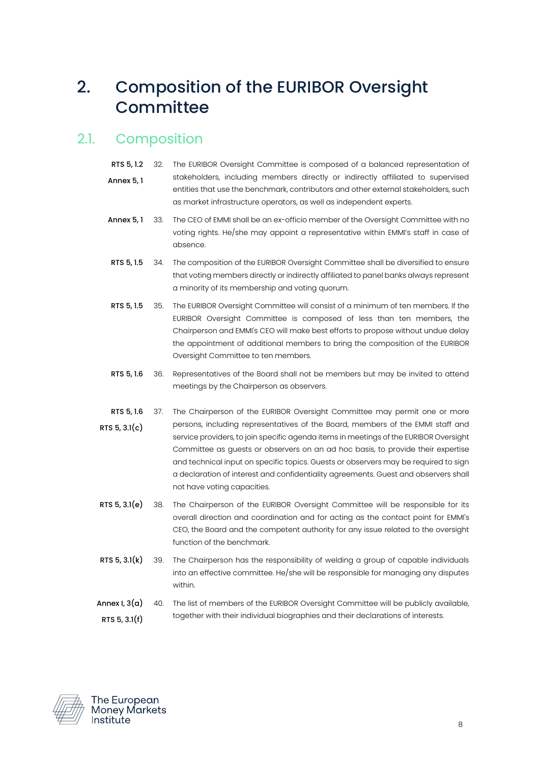# 2. Composition of the EURIBOR Oversight Committee

## 2.1. Composition

RTS 5, 1.2
Annex 5, 1

32. The EURIBOR Oversight Committee is composed of a balanced representation of stakeholders, including members directly or indirectly affiliated to supervised entities that use the benchmark, contributors and other external stakeholders, such as market infrastructure operators, as well as independent experts.

Annex 5, 1

33. The CEO of EMMI shall be an ex-officio member of the Oversight Committee with no voting rights. He/she may appoint a representative within EMMI's staff in case of absence.

RTS 5, 1.5

34. The composition of the EURIBOR Oversight Committee shall be diversified to ensure that voting members directly or indirectly affiliated to panel banks always represent a minority of its membership and voting quorum.

RTS 5, 1.5

35. The EURIBOR Oversight Committee will consist of a minimum of ten members. If the EURIBOR Oversight Committee is composed of less than ten members, the Chairperson and EMMI's CEO will make best efforts to propose without undue delay the appointment of additional members to bring the composition of the EURIBOR Oversight Committee to ten members.

RTS 5, 1.6

36. Representatives of the Board shall not be members but may be invited to attend meetings by the Chairperson as observers.

RTS 5, 1.6
RTS 5, 3.1(c)

37. The Chairperson of the EURIBOR Oversight Committee may permit one or more persons, including representatives of the Board, members of the EMMI staff and service providers, to join specific agenda items in meetings of the EURIBOR Oversight Committee as guests or observers on an ad hoc basis, to provide their expertise and technical input on specific topics. Guests or observers may be required to sign a declaration of interest and confidentiality agreements. Guest and observers shall not have voting capacities.

RTS 5, 3.1(e)

38. The Chairperson of the EURIBOR Oversight Committee will be responsible for its overall direction and coordination and for acting as the contact point for EMMI's CEO, the Board and the competent authority for any issue related to the oversight function of the benchmark.

RTS 5, 3.1(k)

39. The Chairperson has the responsibility of welding a group of capable individuals into an effective committee. He/she will be responsible for managing any disputes within.

Annex I, 3(a)
RTS 5, 3.1(f)

40. The list of members of the EURIBOR Oversight Committee will be publicly available, together with their individual biographies and their declarations of interests.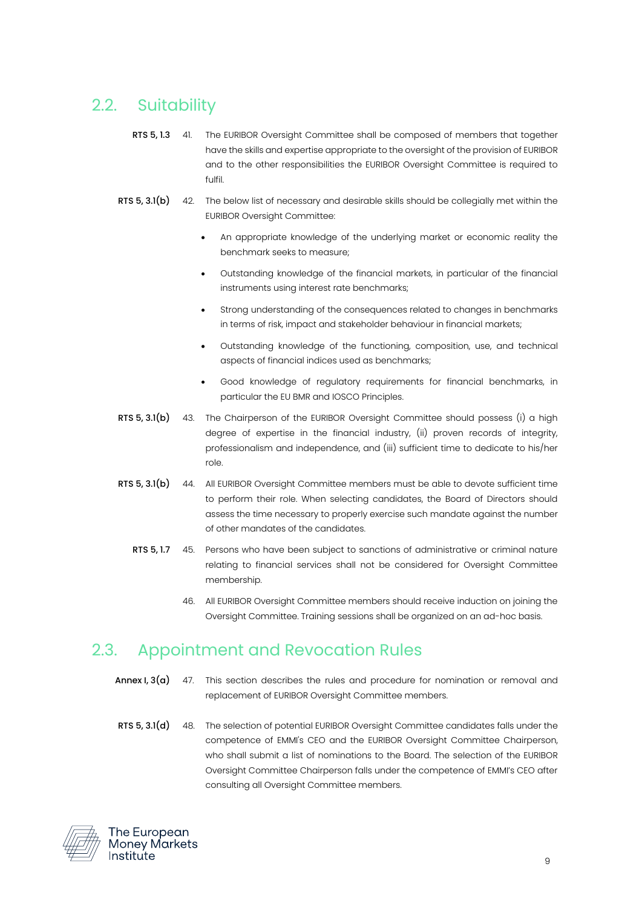## 2.2. Suitability

RTS 5, 1.3 41. The EURIBOR Oversight Committee shall be composed of members that together have the skills and expertise appropriate to the oversight of the provision of EURIBOR and to the other responsibilities the EURIBOR Oversight Committee is required to fulfil.

RTS 5, 3.1(b) 42. The below list of necessary and desirable skills should be collegially met within the EURIBOR Oversight Committee:

- An appropriate knowledge of the underlying market or economic reality the benchmark seeks to measure;
- Outstanding knowledge of the financial markets, in particular of the financial instruments using interest rate benchmarks;
- Strong understanding of the consequences related to changes in benchmarks in terms of risk, impact and stakeholder behaviour in financial markets;
- Outstanding knowledge of the functioning, composition, use, and technical aspects of financial indices used as benchmarks;
- Good knowledge of regulatory requirements for financial benchmarks, in particular the EU BMR and IOSCO Principles.

RTS 5, 3.1(b) 43. The Chairperson of the EURIBOR Oversight Committee should possess (i) a high degree of expertise in the financial industry, (ii) proven records of integrity, professionalism and independence, and (iii) sufficient time to dedicate to his/her role.

RTS 5, 3.1(b) 44. All EURIBOR Oversight Committee members must be able to devote sufficient time to perform their role. When selecting candidates, the Board of Directors should assess the time necessary to properly exercise such mandate against the number of other mandates of the candidates.

RTS 5, 1.7 45. Persons who have been subject to sanctions of administrative or criminal nature relating to financial services shall not be considered for Oversight Committee membership.

46. All EURIBOR Oversight Committee members should receive induction on joining the Oversight Committee. Training sessions shall be organized on an ad-hoc basis.

## 2.3. Appointment and Revocation Rules

Annex I, 3(a) 47. This section describes the rules and procedure for nomination or removal and replacement of EURIBOR Oversight Committee members.

RTS 5, 3.1(d) 48. The selection of potential EURIBOR Oversight Committee candidates falls under the competence of EMMI's CEO and the EURIBOR Oversight Committee Chairperson, who shall submit a list of nominations to the Board. The selection of the EURIBOR Oversight Committee Chairperson falls under the competence of EMMI's CEO after consulting all Oversight Committee members.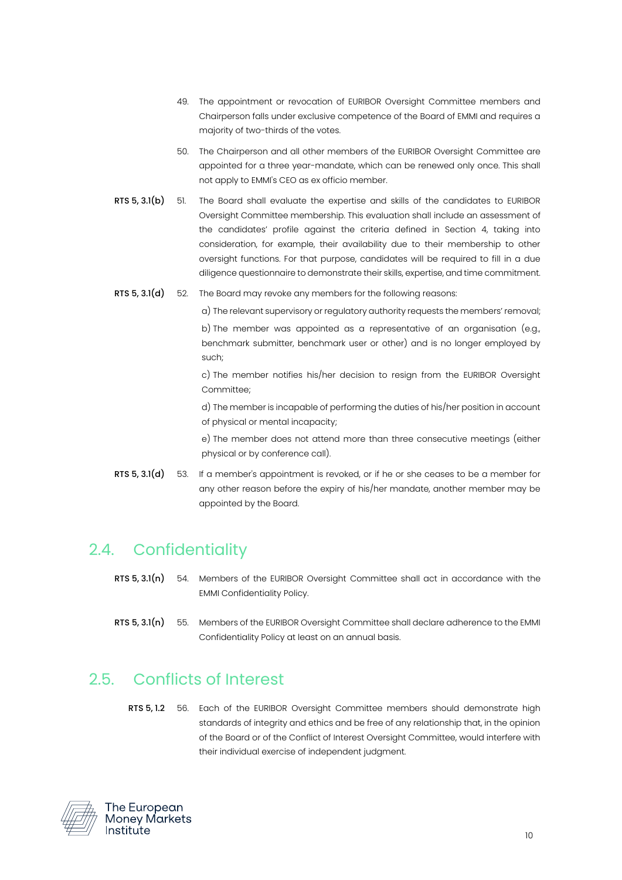49. The appointment or revocation of EURIBOR Oversight Committee members and Chairperson falls under exclusive competence of the Board of EMMI and requires a majority of two-thirds of the votes.

50. The Chairperson and all other members of the EURIBOR Oversight Committee are appointed for a three year-mandate, which can be renewed only once. This shall not apply to EMMI's CEO as ex officio member.

**RTS 5, 3.1(b)** 51. The Board shall evaluate the expertise and skills of the candidates to EURIBOR Oversight Committee membership. This evaluation shall include an assessment of the candidates' profile against the criteria defined in Section 4, taking into consideration, for example, their availability due to their membership to other oversight functions. For that purpose, candidates will be required to fill in a due diligence questionnaire to demonstrate their skills, expertise, and time commitment.

**RTS 5, 3.1(d)** 52. The Board may revoke any members for the following reasons:

a) The relevant supervisory or regulatory authority requests the members' removal;

b) The member was appointed as a representative of an organisation (e.g., benchmark submitter, benchmark user or other) and is no longer employed by such;

c) The member notifies his/her decision to resign from the EURIBOR Oversight Committee;

d) The member is incapable of performing the duties of his/her position in account of physical or mental incapacity;

e) The member does not attend more than three consecutive meetings (either physical or by conference call).

**RTS 5, 3.1(d)** 53. If a member's appointment is revoked, or if he or she ceases to be a member for any other reason before the expiry of his/her mandate, another member may be appointed by the Board.

## 2.4. Confidentiality

**RTS 5, 3.1(n)** 54. Members of the EURIBOR Oversight Committee shall act in accordance with the EMMI Confidentiality Policy.

**RTS 5, 3.1(n)** 55. Members of the EURIBOR Oversight Committee shall declare adherence to the EMMI Confidentiality Policy at least on an annual basis.

## 2.5. Conflicts of Interest

**RTS 5, 1.2** 56. Each of the EURIBOR Oversight Committee members should demonstrate high standards of integrity and ethics and be free of any relationship that, in the opinion of the Board or of the Conflict of Interest Oversight Committee, would interfere with their individual exercise of independent judgment.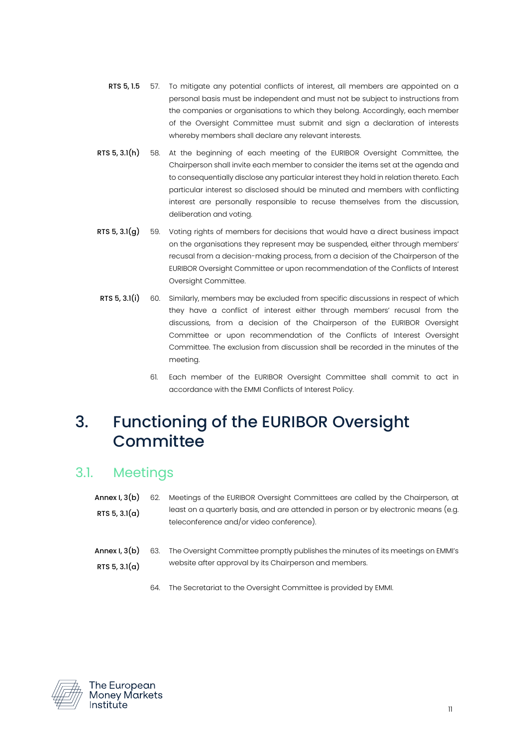RTS 5, 1.5 57. To mitigate any potential conflicts of interest, all members are appointed on a personal basis must be independent and must not be subject to instructions from the companies or organisations to which they belong. Accordingly, each member of the Oversight Committee must submit and sign a declaration of interests whereby members shall declare any relevant interests.

RTS 5, 3.1(h) 58. At the beginning of each meeting of the EURIBOR Oversight Committee, the Chairperson shall invite each member to consider the items set at the agenda and to consequentially disclose any particular interest they hold in relation thereto. Each particular interest so disclosed should be minuted and members with conflicting interest are personally responsible to recuse themselves from the discussion, deliberation and voting.

RTS 5, 3.1(g) 59. Voting rights of members for decisions that would have a direct business impact on the organisations they represent may be suspended, either through members' recusal from a decision-making process, from a decision of the Chairperson of the EURIBOR Oversight Committee or upon recommendation of the Conflicts of Interest Oversight Committee.

RTS 5, 3.1(i) 60. Similarly, members may be excluded from specific discussions in respect of which they have a conflict of interest either through members' recusal from the discussions, from a decision of the Chairperson of the EURIBOR Oversight Committee or upon recommendation of the Conflicts of Interest Oversight Committee. The exclusion from discussion shall be recorded in the minutes of the meeting.

61. Each member of the EURIBOR Oversight Committee shall commit to act in accordance with the EMMI Conflicts of Interest Policy.

# 3. Functioning of the EURIBOR Oversight Committee

## 3.1. Meetings

Annex I, 3(b)
RTS 5, 3.1(a) 62. Meetings of the EURIBOR Oversight Committees are called by the Chairperson, at least on a quarterly basis, and are attended in person or by electronic means (e.g. teleconference and/or video conference).

Annex I, 3(b)
RTS 5, 3.1(a) 63. The Oversight Committee promptly publishes the minutes of its meetings on EMMI's website after approval by its Chairperson and members.

64. The Secretariat to the Oversight Committee is provided by EMMI.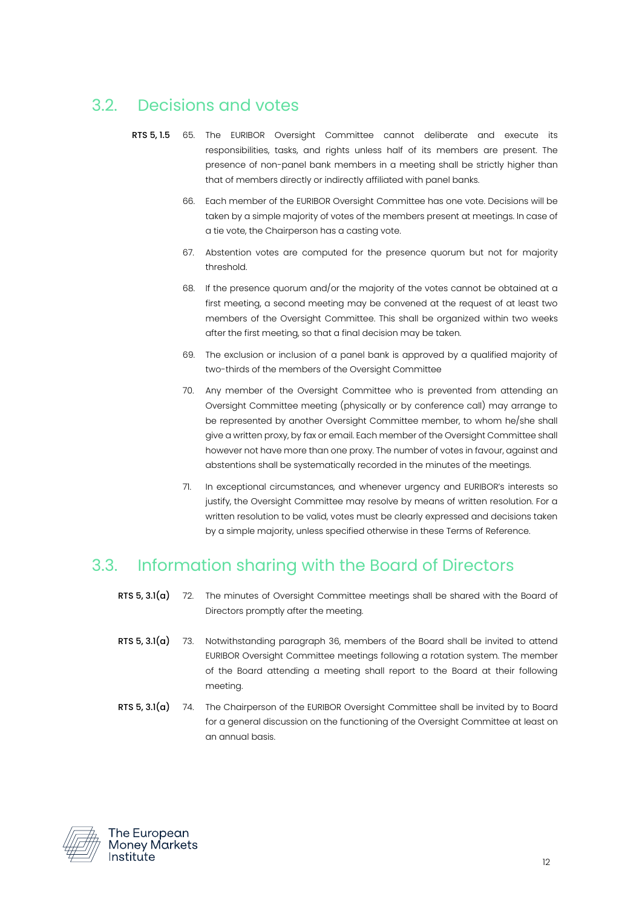## 3.2. Decisions and votes

**RTS 5, 1.5** 65. The EURIBOR Oversight Committee cannot deliberate and execute its responsibilities, tasks, and rights unless half of its members are present. The presence of non-panel bank members in a meeting shall be strictly higher than that of members directly or indirectly affiliated with panel banks.

66. Each member of the EURIBOR Oversight Committee has one vote. Decisions will be taken by a simple majority of votes of the members present at meetings. In case of a tie vote, the Chairperson has a casting vote.

67. Abstention votes are computed for the presence quorum but not for majority threshold.

68. If the presence quorum and/or the majority of the votes cannot be obtained at a first meeting, a second meeting may be convened at the request of at least two members of the Oversight Committee. This shall be organized within two weeks after the first meeting, so that a final decision may be taken.

69. The exclusion or inclusion of a panel bank is approved by a qualified majority of two-thirds of the members of the Oversight Committee

70. Any member of the Oversight Committee who is prevented from attending an Oversight Committee meeting (physically or by conference call) may arrange to be represented by another Oversight Committee member, to whom he/she shall give a written proxy, by fax or email. Each member of the Oversight Committee shall however not have more than one proxy. The number of votes in favour, against and abstentions shall be systematically recorded in the minutes of the meetings.

71. In exceptional circumstances, and whenever urgency and EURIBOR's interests so justify, the Oversight Committee may resolve by means of written resolution. For a written resolution to be valid, votes must be clearly expressed and decisions taken by a simple majority, unless specified otherwise in these Terms of Reference.

## 3.3. Information sharing with the Board of Directors

**RTS 5, 3.1(a)** 72. The minutes of Oversight Committee meetings shall be shared with the Board of Directors promptly after the meeting.

**RTS 5, 3.1(a)** 73. Notwithstanding paragraph 36, members of the Board shall be invited to attend EURIBOR Oversight Committee meetings following a rotation system. The member of the Board attending a meeting shall report to the Board at their following meeting.

**RTS 5, 3.1(a)** 74. The Chairperson of the EURIBOR Oversight Committee shall be invited by to Board for a general discussion on the functioning of the Oversight Committee at least on an annual basis.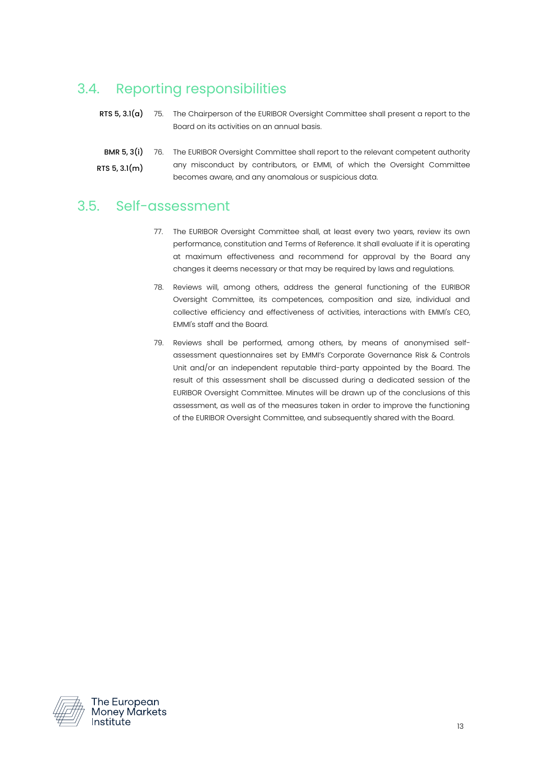## 3.4. Reporting responsibilities

RTS 5, 3.1(a)

75. The Chairperson of the EURIBOR Oversight Committee shall present a report to the Board on its activities on an annual basis.

BMR 5, 3(i)
RTS 5, 3.1(m)

76. The EURIBOR Oversight Committee shall report to the relevant competent authority any misconduct by contributors, or EMMI, of which the Oversight Committee becomes aware, and any anomalous or suspicious data.

## 3.5. Self-assessment

77. The EURIBOR Oversight Committee shall, at least every two years, review its own performance, constitution and Terms of Reference. It shall evaluate if it is operating at maximum effectiveness and recommend for approval by the Board any changes it deems necessary or that may be required by laws and regulations.

78. Reviews will, among others, address the general functioning of the EURIBOR Oversight Committee, its competences, composition and size, individual and collective efficiency and effectiveness of activities, interactions with EMMI's CEO, EMMI's staff and the Board.

79. Reviews shall be performed, among others, by means of anonymised self-assessment questionnaires set by EMMI's Corporate Governance Risk & Controls Unit and/or an independent reputable third-party appointed by the Board. The result of this assessment shall be discussed during a dedicated session of the EURIBOR Oversight Committee. Minutes will be drawn up of the conclusions of this assessment, as well as of the measures taken in order to improve the functioning of the EURIBOR Oversight Committee, and subsequently shared with the Board.